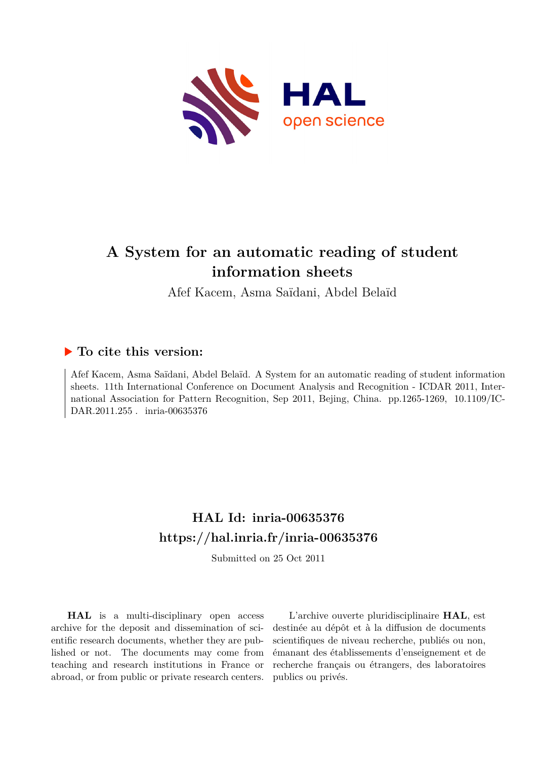# A System for an automatic reading of student information sheets

Afef Kacem, Asma Saïdani, Abdel Belaïd

## ▶ To cite this version:

Afef Kacem, Asma Saïdani, Abdel Belaïd. A System for an automatic reading of student information sheets. 11th International Conference on Document Analysis and Recognition - ICDAR 2011, International Association for Pattern Recognition, Sep 2011, Bejing, China. pp.1265-1269, 10.1109/ICDAR.2011.255 . inria-00635376

## HAL Id: inria-00635376
## https://hal.inria.fr/inria-00635376

Submitted on 25 Oct 2011

**HAL** is a multi-disciplinary open access archive for the deposit and dissemination of scientific research documents, whether they are published or not. The documents may come from teaching and research institutions in France or abroad, or from public or private research centers.

L'archive ouverte pluridisciplinaire **HAL**, est destinée au dépôt et à la diffusion de documents scientifiques de niveau recherche, publiés ou non, émanant des établissements d'enseignement et de recherche français ou étrangers, des laboratoires publics ou privés.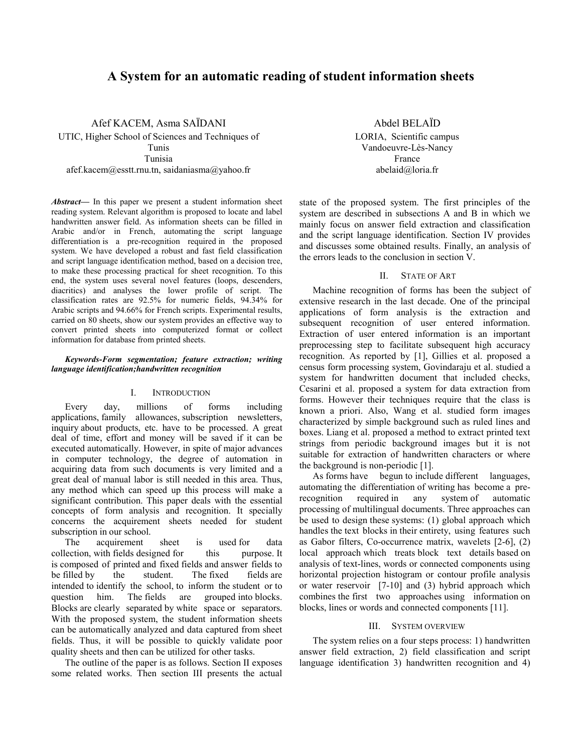# A System for an automatic reading of student information sheets

Afef KACEM, Asma SAÏDANI
UTIC, Higher School of Sciences and Techniques of Tunis
Tunisia
afef.kacem@esstt.rnu.tn, saidaniasma@yahoo.fr

Abdel BELAÏD
LORIA, Scientific campus
Vandoeuvre-Lès-Nancy
France
abelaid@loria.fr

***Abstract*—** In this paper we present a student information sheet reading system. Relevant algorithm is proposed to locate and label handwritten answer field. As information sheets can be filled in Arabic and/or in French, automating the script language differentiation is a pre-recognition required in the proposed system. We have developed a robust and fast field classification and script language identification method, based on a decision tree, to make these processing practical for sheet recognition. To this end, the system uses several novel features (loops, descenders, diacritics) and analyses the lower profile of script. The classification rates are 92.5% for numeric fields, 94.34% for Arabic scripts and 94.66% for French scripts. Experimental results, carried on 80 sheets, show our system provides an effective way to convert printed sheets into computerized format or collect information for database from printed sheets.

***Keywords-Form segmentation; feature extraction; writing language identification;handwritten recognition***

## I. Introduction

Every day, millions of forms including applications, family allowances, subscription newsletters, inquiry about products, etc. have to be processed. A great deal of time, effort and money will be saved if it can be executed automatically. However, in spite of major advances in computer technology, the degree of automation in acquiring data from such documents is very limited and a great deal of manual labor is still needed in this area. Thus, any method which can speed up this process will make a significant contribution. This paper deals with the essential concepts of form analysis and recognition. It specially concerns the acquirement sheets needed for student subscription in our school.

The acquirement sheet is used for data collection, with fields designed for this purpose. It is composed of printed and fixed fields and answer fields to be filled by the student. The fixed fields are intended to identify the school, to inform the student or to question him. The fields are grouped into blocks. Blocks are clearly separated by white space or separators. With the proposed system, the student information sheets can be automatically analyzed and data captured from sheet fields. Thus, it will be possible to quickly validate poor quality sheets and then can be utilized for other tasks.

The outline of the paper is as follows. Section II exposes some related works. Then section III presents the actual state of the proposed system. The first principles of the system are described in subsections A and B in which we mainly focus on answer field extraction and classification and the script language identification. Section IV provides and discusses some obtained results. Finally, an analysis of the errors leads to the conclusion in section V.

## II. State of Art

Machine recognition of forms has been the subject of extensive research in the last decade. One of the principal applications of form analysis is the extraction and subsequent recognition of user entered information. Extraction of user entered information is an important preprocessing step to facilitate subsequent high accuracy recognition. As reported by [1], Gillies et al. proposed a census form processing system, Govindaraju et al. studied a system for handwritten document that included checks, Cesarini et al. proposed a system for data extraction from forms. However their techniques require that the class is known a priori. Also, Wang et al. studied form images characterized by simple background such as ruled lines and boxes. Liang et al. proposed a method to extract printed text strings from periodic background images but it is not suitable for extraction of handwritten characters or where the background is non-periodic [1].

As forms have begun to include different languages, automating the differentiation of writing has become a pre-recognition required in any system of automatic processing of multilingual documents. Three approaches can be used to design these systems: (1) global approach which handles the text blocks in their entirety, using features such as Gabor filters, Co-occurrence matrix, wavelets [2-6], (2) local approach which treats block text details based on analysis of text-lines, words or connected components using horizontal projection histogram or contour profile analysis or water reservoir [7-10] and (3) hybrid approach which combines the first two approaches using information on blocks, lines or words and connected components [11].

## III. System overview

The system relies on a four steps process: 1) handwritten answer field extraction, 2) field classification and script language identification 3) handwritten recognition and 4)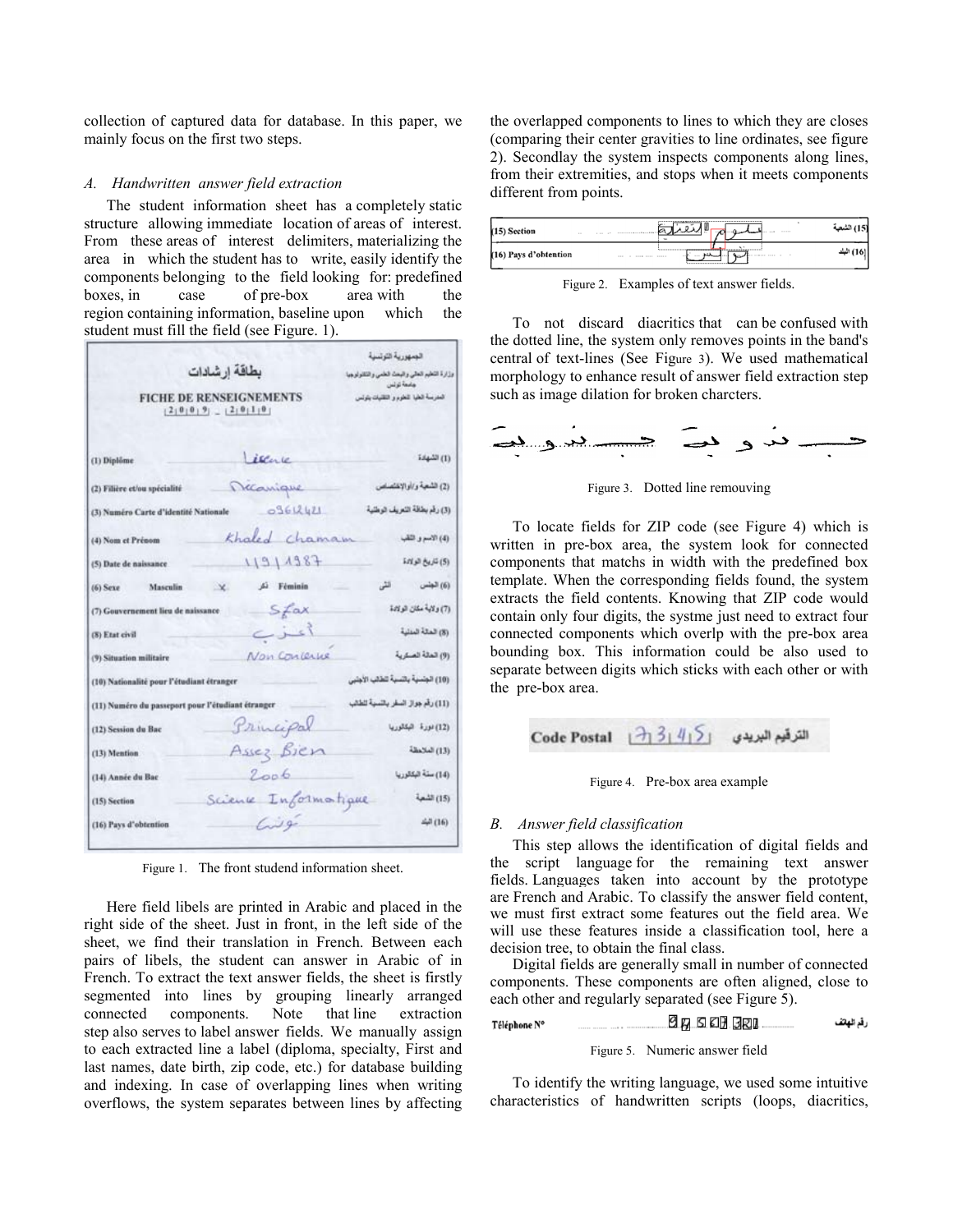collection of captured data for database. In this paper, we mainly focus on the first two steps.

### *A. Handwritten answer field extraction*

The student information sheet has a completely static structure allowing immediate location of areas of interest. From these areas of interest delimiters, materializing the area in which the student has to write, easily identify the components belonging to the field looking for: predefined boxes, in case of pre-box area with the region containing information, baseline upon which the student must fill the field (see Figure. 1).

Figure 1. The front studend information sheet.

Here field libels are printed in Arabic and placed in the right side of the sheet. Just in front, in the left side of the sheet, we find their translation in French. Between each pairs of libels, the student can answer in Arabic of in French. To extract the text answer fields, the sheet is firstly segmented into lines by grouping linearly arranged connected components. Note that line extraction step also serves to label answer fields. We manually assign to each extracted line a label (diploma, specialty, First and last names, date birth, zip code, etc.) for database building and indexing. In case of overlapping lines when writing overflows, the system separates between lines by affecting the overlapped components to lines to which they are closes (comparing their center gravities to line ordinates, see figure 2). Secondlay the system inspects components along lines, from their extremities, and stops when it meets components different from points.

Figure 2. Examples of text answer fields.

To not discard diacritics that can be confused with the dotted line, the system only removes points in the band's central of text-lines (See Figure 3). We used mathematical morphology to enhance result of answer field extraction step such as image dilation for broken charcters.

Figure 3. Dotted line remouving

To locate fields for ZIP code (see Figure 4) which is written in pre-box area, the system look for connected components that matchs in width with the predefined box template. When the corresponding fields found, the system extracts the field contents. Knowing that ZIP code would contain only four digits, the systme just need to extract four connected components which overlp with the pre-box area bounding box. This information could be also used to separate between digits which sticks with each other or with the pre-box area.

Figure 4. Pre-box area example

### *B. Answer field classification*

This step allows the identification of digital fields and the script language for the remaining text answer fields. Languages taken into account by the prototype are French and Arabic. To classify the answer field content, we must first extract some features out the field area. We will use these features inside a classification tool, here a decision tree, to obtain the final class.

Digital fields are generally small in number of connected components. These components are often aligned, close to each other and regularly separated (see Figure 5).

Figure 5. Numeric answer field

To identify the writing language, we used some intuitive characteristics of handwritten scripts (loops, diacritics,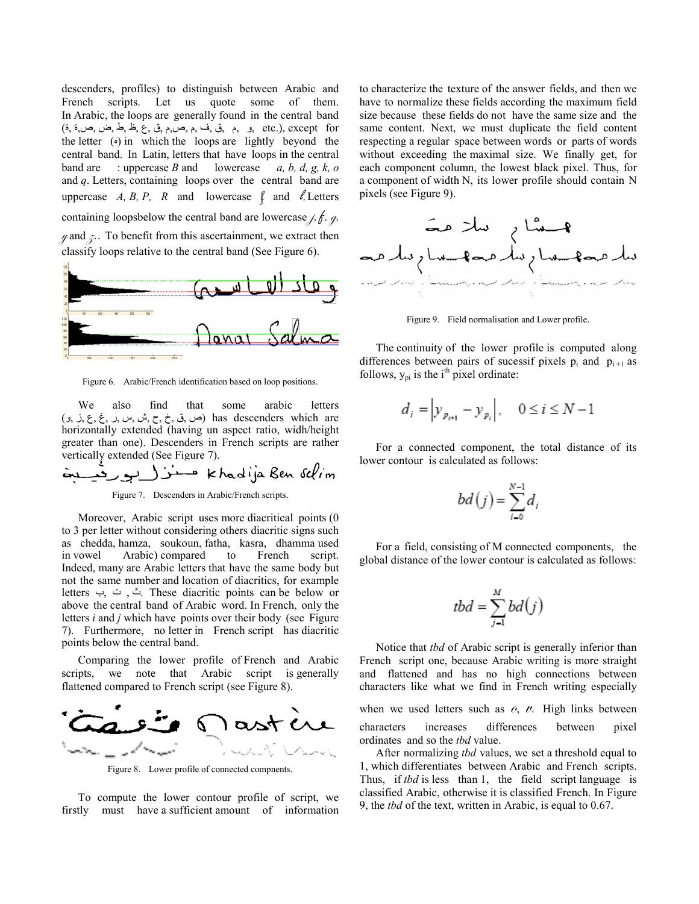descenders, profiles) to distinguish between Arabic and French scripts. Let us quote some of them. In Arabic, the loops are generally found in the central band (ة, ﺔ, ص, ض, ط, ظ, ع, ق, م, ص, م, ف, ق, م, و, etc.), except for the letter (ه) in which the loops are lightly beyond the central band. In Latin, letters that have loops in the central band are : uppercase *B* and lowercase *a, b, d, g, k, o* and *q*. Letters, containing loops over the central band are uppercase *A, B, P, R* and lowercase *f* and *ℓ*. Letters containing loopsbelow the central band are lowercase *j, f, g, y* and *z*. To benefit from this ascertainment, we extract then classify loops relative to the central band (See Figure 6).

Figure 6. Arabic/French identification based on loop positions.

We also find that some arabic letters (ص, ق, خ, ح, ش, س, ر, غ, ع, ز, و) has descenders which are horizontally extended (having un aspect ratio, widh/height greater than one). Descenders in French scripts are rather vertically extended (See Figure 7).

Figure 7. Descenders in Arabic/French scripts.

Moreover, Arabic script uses more diacritical points (0 to 3 per letter without considering others diacritic signs such as chedda, hamza, soukoun, fatha, kasra, dhamma used in vowel Arabic) compared to French script. Indeed, many are Arabic letters that have the same body but not the same number and location of diacritics, for example letters ب, ت , ث. These diacritic points can be below or above the central band of Arabic word. In French, only the letters *i* and *j* which have points over their body (see Figure 7). Furthermore, no letter in French script has diacritic points below the central band.

Comparing the lower profile of French and Arabic scripts, we note that Arabic script is generally flattened compared to French script (see Figure 8).

Figure 8. Lower profile of connected compnents.

To compute the lower contour profile of script, we firstly must have a sufficient amount of information to characterize the texture of the answer fields, and then we have to normalize these fields according the maximum field size because these fields do not have the same size and the same content. Next, we must duplicate the field content respecting a regular space between words or parts of words without exceeding the maximal size. We finally get, for each component column, the lowest black pixel. Thus, for a component of width N, its lower profile should contain N pixels (see Figure 9).

Figure 9. Field normalisation and Lower profile.

The continuity of the lower profile is computed along differences between pairs of sucessif pixels $p_i$ and $p_{i+1}$ as follows, $y_{p_i}$ is the i[th] pixel ordinate:

$$d_i = \left| y_{p_{i+1}} - y_{p_i} \right|, \quad 0 \le i \le N-1$$

For a connected component, the total distance of its lower contour is calculated as follows:

$$bd(j) = \sum_{i=0}^{N-1} d_i$$

For a field, consisting of M connected components, the global distance of the lower contour is calculated as follows:

$$tbd = \sum_{j=1}^{M} bd(j)$$

Notice that *tbd* of Arabic script is generally inferior than French script one, because Arabic writing is more straight and flattened and has no high connections between characters like what we find in French writing especially when we used letters such as *o*, *v*. High links between characters increases differences between pixel ordinates and so the *tbd* value.

After normalizing *tbd* values, we set a threshold equal to 1, which differentiates between Arabic and French scripts. Thus, if *tbd* is less than 1, the field script language is classified Arabic, otherwise it is classified French. In Figure 9, the *tbd* of the text, written in Arabic, is equal to 0.67.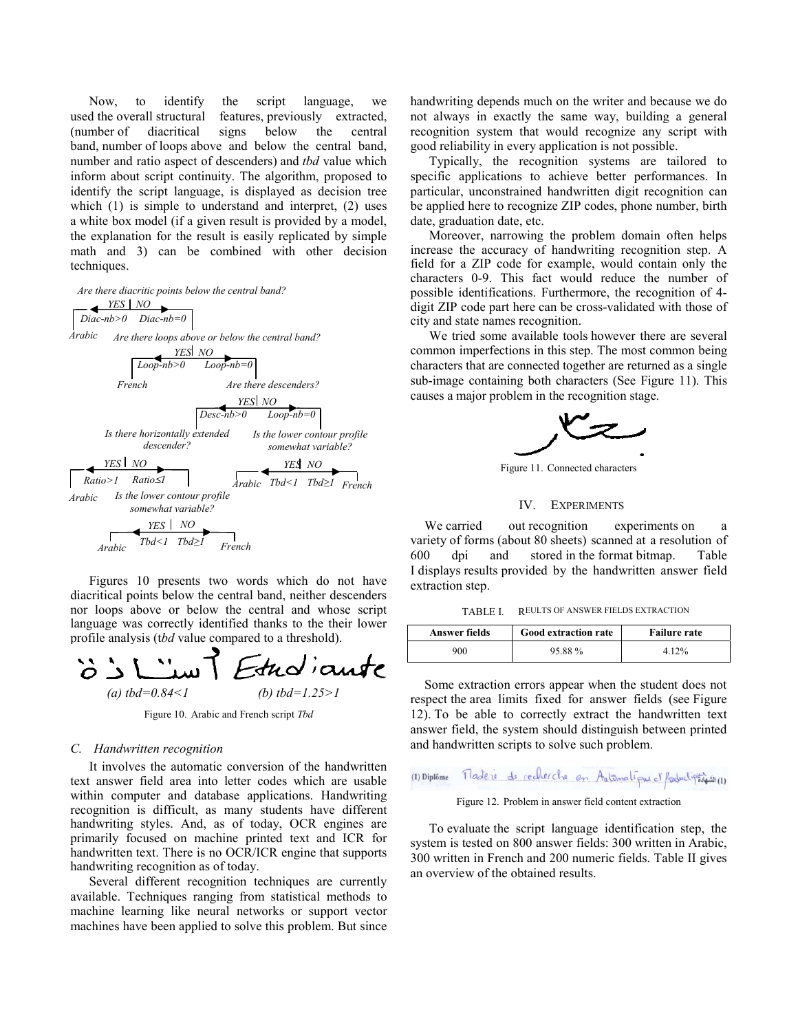Now, to identify the script language, we used the overall structural features, previously extracted, (number of diacritical signs below the central band, number of loops above and below the central band, number and ratio aspect of descenders) and *tbd* value which inform about script continuity. The algorithm, proposed to identify the script language, is displayed as decision tree which (1) is simple to understand and interpret, (2) uses a white box model (if a given result is provided by a model, the explanation for the result is easily replicated by simple math and 3) can be combined with other decision techniques.

*Are there diacritic points below the central band?*
*YES | NO*
*Diac-nb>0 Diac-nb=0*
*Arabic* *Are there loops above or below the central band?*
*YES | NO*
*Loop-nb>0 Loop-nb=0*
*French* *Are there descenders?*
*YES | NO*
*Desc-nb>0 Loop-nb=0*
*Is there horizontally extended descender?* *Is the lower contour profile somewhat variable?*
*YES | NO* *YES | NO*
*Ratio>1 Ratio≤1* *Arabic Tbd<1 Tbd≥1 French*
*Arabic* *Is the lower contour profile somewhat variable?*
*YES | NO*
*Arabic Tbd<1 Tbd≥1 French*

Figures 10 presents two words which do not have diacritical points below the central band, neither descenders nor loops above or below the central and whose script language was correctly identified thanks to the their lower profile analysis (*tbd* value compared to a threshold).

*(a) tbd=0.84<1* *(b) tbd=1.25>1*

Figure 10. Arabic and French script *Tbd*

### C. Handwritten recognition

It involves the automatic conversion of the handwritten text answer field area into letter codes which are usable within computer and database applications. Handwriting recognition is difficult, as many students have different handwriting styles. And, as of today, OCR engines are primarily focused on machine printed text and ICR for handwritten text. There is no OCR/ICR engine that supports handwriting recognition as of today.

Several different recognition techniques are currently available. Techniques ranging from statistical methods to machine learning like neural networks or support vector machines have been applied to solve this problem. But since handwriting depends much on the writer and because we do not always in exactly the same way, building a general recognition system that would recognize any script with good reliability in every application is not possible.

Typically, the recognition systems are tailored to specific applications to achieve better performances. In particular, unconstrained handwritten digit recognition can be applied here to recognize ZIP codes, phone number, birth date, graduation date, etc.

Moreover, narrowing the problem domain often helps increase the accuracy of handwriting recognition step. A field for a ZIP code for example, would contain only the characters 0-9. This fact would reduce the number of possible identifications. Furthermore, the recognition of 4-digit ZIP code part here can be cross-validated with those of city and state names recognition.

We tried some available tools however there are several common imperfections in this step. The most common being characters that are connected together are returned as a single sub-image containing both characters (See Figure 11). This causes a major problem in the recognition stage.

Figure 11. Connected characters

## IV. Experiments

We carried out recognition experiments on a variety of forms (about 80 sheets) scanned at a resolution of 600 dpi and stored in the format bitmap. Table I displays results provided by the handwritten answer field extraction step.

TABLE I. REULTS OF ANSWER FIELDS EXTRACTION

| Answer fields | Good extraction rate | Failure rate |
|---|---|---|
| 900 | 95.88 % | 4.12% |

Some extraction errors appear when the student does not respect the area limits fixed for answer fields (see Figure 12). To be able to correctly extract the handwritten text answer field, the system should distinguish between printed and handwritten scripts to solve such problem.

Figure 12. Problem in answer field content extraction

To evaluate the script language identification step, the system is tested on 800 answer fields: 300 written in Arabic, 300 written in French and 200 numeric fields. Table II gives an overview of the obtained results.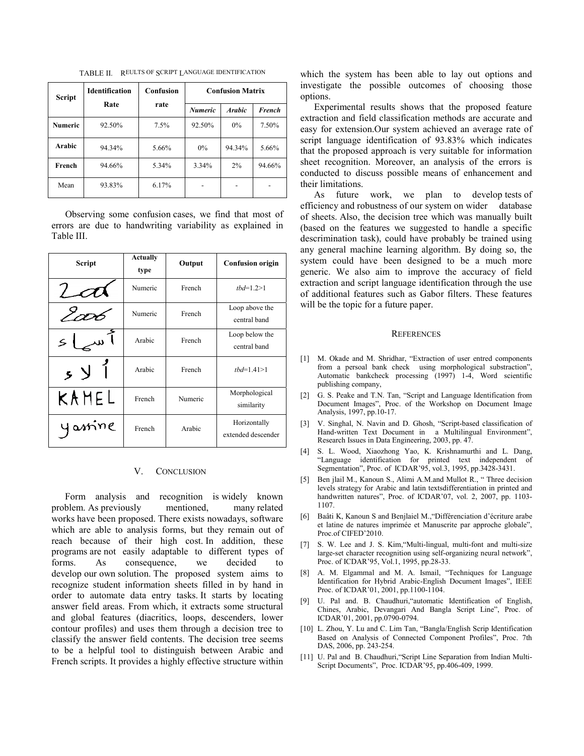TABLE II. REULTS OF SCRIPT LANGUAGE IDENTIFICATION

| Script | Identification Rate | Confusion rate | Confusion Matrix | | |
|---|---|---|---|---|---|
| | | | *Numeric* | *Arabic* | *French* |
| **Numeric** | 92.50% | 7.5% | 92.50% | 0% | 7.50% |
| **Arabic** | 94.34% | 5.66% | 0% | 94.34% | 5.66% |
| **French** | 94.66% | 5.34% | 3.34% | 2% | 94.66% |
| Mean | 93.83% | 6.17% | - | - | - |

Observing some confusion cases, we find that most of errors are due to handwriting variability as explained in Table III.

| Script | Actually type | Output | Confusion origin |
|---|---|---|---|
| | Numeric | French | *tbd*=1.2>1 |
| | Numeric | French | Loop above the central band |
| | Arabic | French | Loop below the central band |
| | Arabic | French | *tbd*=1.41>1 |
| | French | Numeric | Morphological similarity |
| | French | Arabic | Horizontally extended descender |

## V. CONCLUSION

Form analysis and recognition is widely known problem. As previously mentioned, many related works have been proposed. There exists nowadays, software which are able to analysis forms, but they remain out of reach because of their high cost. In addition, these programs are not easily adaptable to different types of forms. As consequence, we decided to develop our own solution. The proposed system aims to recognize student information sheets filled in by hand in order to automate data entry tasks. It starts by locating answer field areas. From which, it extracts some structural and global features (diacritics, loops, descenders, lower contour profiles) and uses them through a decision tree to classify the answer field contents. The decision tree seems to be a helpful tool to distinguish between Arabic and French scripts. It provides a highly effective structure within which the system has been able to lay out options and investigate the possible outcomes of choosing those options.

Experimental results shows that the proposed feature extraction and field classification methods are accurate and easy for extension.Our system achieved an average rate of script language identification of 93.83% which indicates that the proposed approach is very suitable for information sheet recognition. Moreover, an analysis of the errors is conducted to discuss possible means of enhancement and their limitations.

As future work, we plan to develop tests of efficiency and robustness of our system on wider database of sheets. Also, the decision tree which was manually built (based on the features we suggested to handle a specific descrimination task), could have probably be trained using any general machine learning algorithm. By doing so, the system could have been designed to be a much more generic. We also aim to improve the accuracy of field extraction and script language identification through the use of additional features such as Gabor filters. These features will be the topic for a future paper.

## REFERENCES

[1] M. Okade and M. Shridhar, "Extraction of user entred components from a persoal bank check using morphological substraction", Automatic bankcheck processing (1997) 1-4, Word scientific publishing company,

[2] G. S. Peake and T.N. Tan, "Script and Language Identification from Document Images", Proc. of the Workshop on Document Image Analysis, 1997, pp.10-17.

[3] V. Singhal, N. Navin and D. Ghosh, "Script-based classification of Hand-written Text Document in a Multilingual Environment", Research Issues in Data Engineering, 2003, pp. 47.

[4] S. L. Wood, Xiaozhong Yao, K. Krishnamurthi and L. Dang, "Language identification for printed text independent of Segmentation", Proc. of ICDAR'95, vol.3, 1995, pp.3428-3431.

[5] Ben jlail M., Kanoun S., Alimi A.M.and Mullot R., " Three decision levels strategy for Arabic and latin textsdifferentiation in printed and handwritten natures", Proc. of ICDAR'07, vol. 2, 2007, pp. 1103-1107.

[6] Baâti K, Kanoun S and Benjlaiel M.,"Différenciation d'écriture arabe et latine de natures imprimée et Manuscrite par approche globale", Proc.of CIFED'2010.

[7] S. W. Lee and J. S. Kim,"Multi-lingual, multi-font and multi-size large-set character recognition using self-organizing neural network", Proc. of ICDAR'95, Vol.1, 1995, pp.28-33.

[8] A. M. Elgammal and M. A. Ismail, "Techniques for Language Identification for Hybrid Arabic-English Document Images", IEEE Proc. of ICDAR'01, 2001, pp.1100-1104.

[9] U. Pal and. B. Chaudhuri,"automatic Identification of English, Chines, Arabic, Devangari And Bangla Script Line", Proc. of ICDAR'01, 2001, pp.0790-0794.

[10] L. Zhou, Y. Lu and C. Lim Tan, "Bangla/English Scrip Identification Based on Analysis of Connected Component Profiles", Proc. 7th DAS, 2006, pp. 243-254.

[11] U. Pal and B. Chaudhuri,"Script Line Separation from Indian Multi-Script Documents", Proc. ICDAR'95, pp.406-409, 1999.